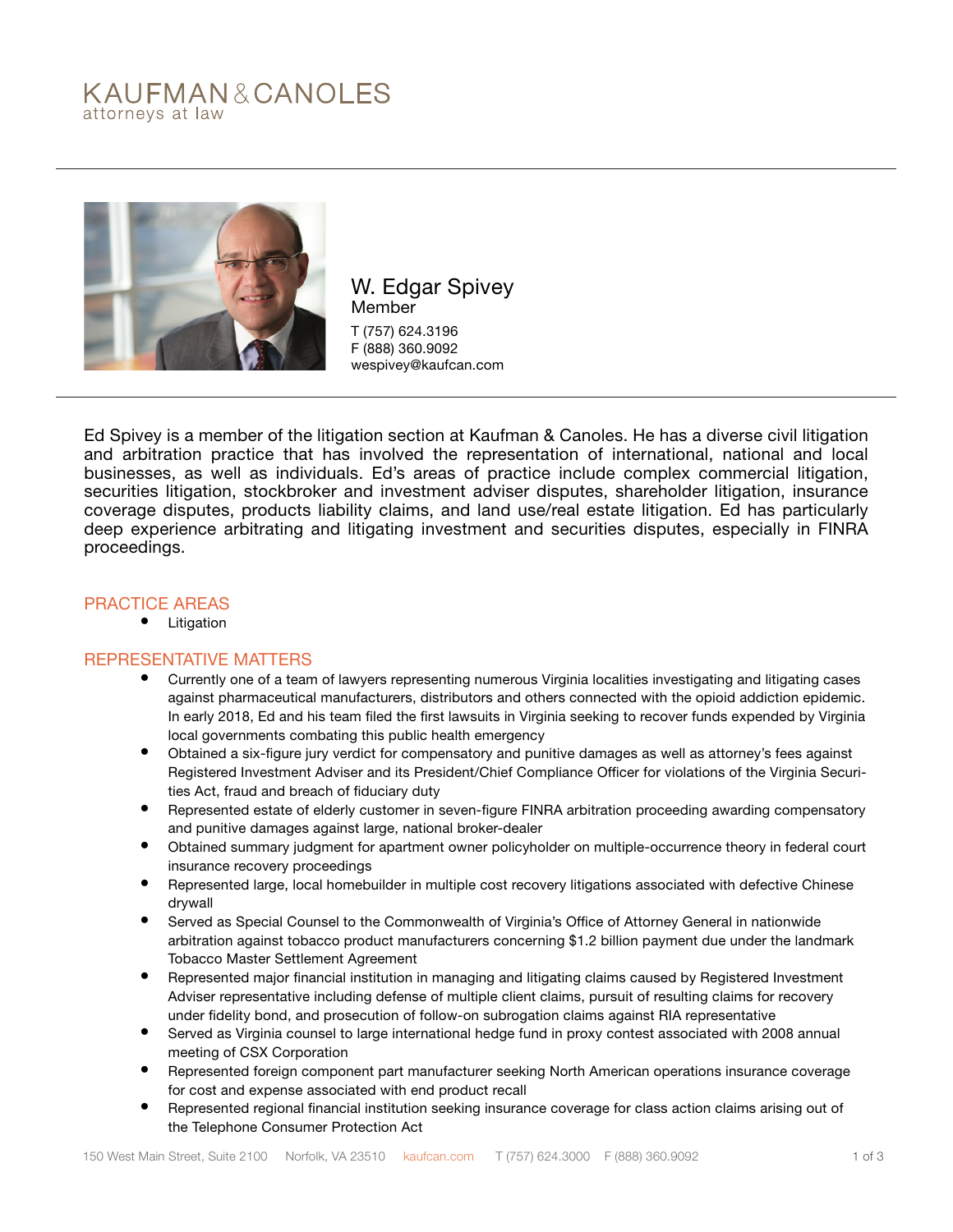KAUFMAN & CANOLES
attorneys at law

# W. Edgar Spivey

Member

T (757) 624.3196
F (888) 360.9092
wespivey@kaufcan.com

Ed Spivey is a member of the litigation section at Kaufman & Canoles. He has a diverse civil litigation and arbitration practice that has involved the representation of international, national and local businesses, as well as individuals. Ed's areas of practice include complex commercial litigation, securities litigation, stockbroker and investment adviser disputes, shareholder litigation, insurance coverage disputes, products liability claims, and land use/real estate litigation. Ed has particularly deep experience arbitrating and litigating investment and securities disputes, especially in FINRA proceedings.

## PRACTICE AREAS

- Litigation

## REPRESENTATIVE MATTERS

- Currently one of a team of lawyers representing numerous Virginia localities investigating and litigating cases against pharmaceutical manufacturers, distributors and others connected with the opioid addiction epidemic. In early 2018, Ed and his team filed the first lawsuits in Virginia seeking to recover funds expended by Virginia local governments combating this public health emergency
- Obtained a six-figure jury verdict for compensatory and punitive damages as well as attorney's fees against Registered Investment Adviser and its President/Chief Compliance Officer for violations of the Virginia Securities Act, fraud and breach of fiduciary duty
- Represented estate of elderly customer in seven-figure FINRA arbitration proceeding awarding compensatory and punitive damages against large, national broker-dealer
- Obtained summary judgment for apartment owner policyholder on multiple-occurrence theory in federal court insurance recovery proceedings
- Represented large, local homebuilder in multiple cost recovery litigations associated with defective Chinese drywall
- Served as Special Counsel to the Commonwealth of Virginia's Office of Attorney General in nationwide arbitration against tobacco product manufacturers concerning $1.2 billion payment due under the landmark Tobacco Master Settlement Agreement
- Represented major financial institution in managing and litigating claims caused by Registered Investment Adviser representative including defense of multiple client claims, pursuit of resulting claims for recovery under fidelity bond, and prosecution of follow-on subrogation claims against RIA representative
- Served as Virginia counsel to large international hedge fund in proxy contest associated with 2008 annual meeting of CSX Corporation
- Represented foreign component part manufacturer seeking North American operations insurance coverage for cost and expense associated with end product recall
- Represented regional financial institution seeking insurance coverage for class action claims arising out of the Telephone Consumer Protection Act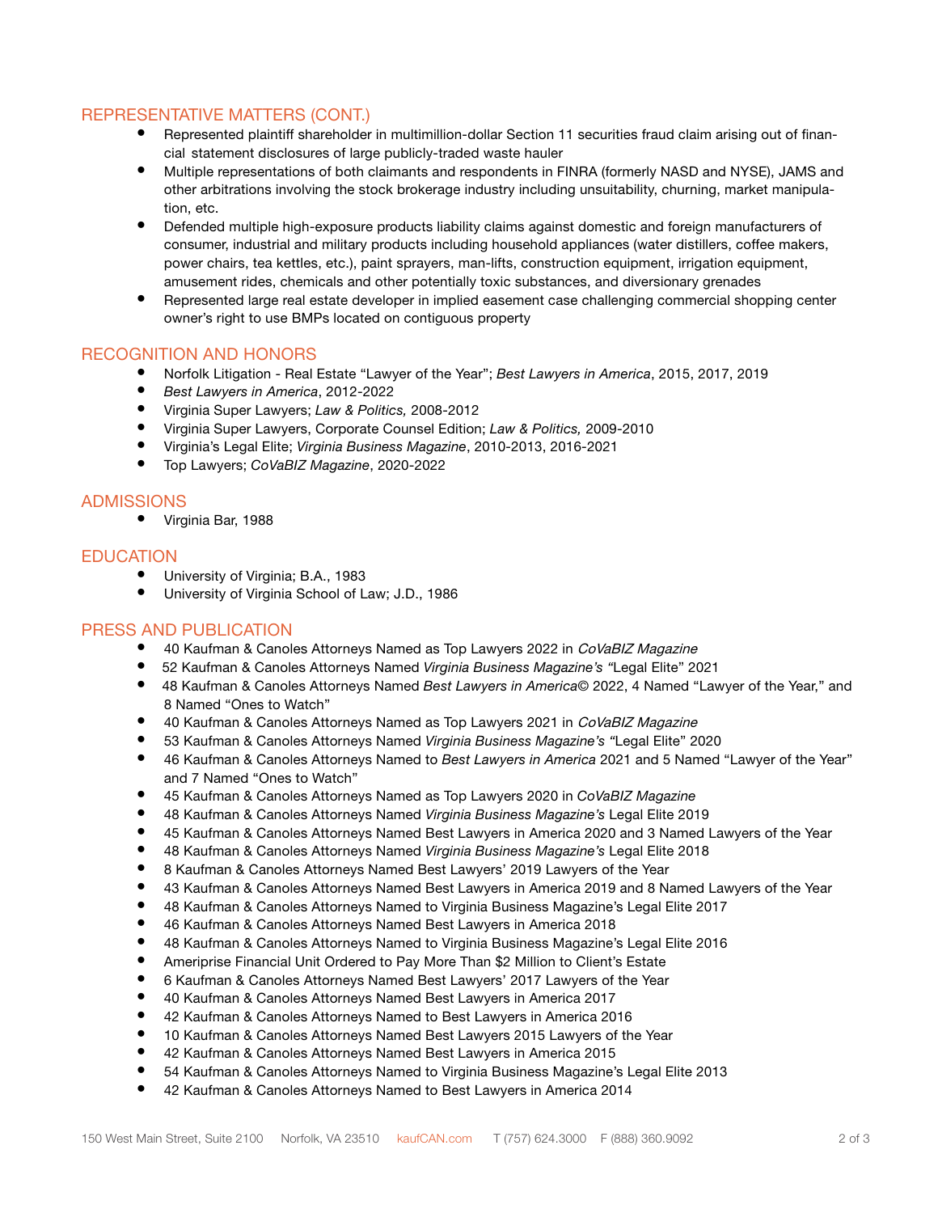## REPRESENTATIVE MATTERS (CONT.)

- Represented plaintiff shareholder in multimillion-dollar Section 11 securities fraud claim arising out of financial statement disclosures of large publicly-traded waste hauler
- Multiple representations of both claimants and respondents in FINRA (formerly NASD and NYSE), JAMS and other arbitrations involving the stock brokerage industry including unsuitability, churning, market manipulation, etc.
- Defended multiple high-exposure products liability claims against domestic and foreign manufacturers of consumer, industrial and military products including household appliances (water distillers, coffee makers, power chairs, tea kettles, etc.), paint sprayers, man-lifts, construction equipment, irrigation equipment, amusement rides, chemicals and other potentially toxic substances, and diversionary grenades
- Represented large real estate developer in implied easement case challenging commercial shopping center owner's right to use BMPs located on contiguous property

## RECOGNITION AND HONORS

- Norfolk Litigation - Real Estate "Lawyer of the Year"; *Best Lawyers in America*, 2015, 2017, 2019
- *Best Lawyers in America*, 2012-2022
- Virginia Super Lawyers; *Law & Politics,* 2008-2012
- Virginia Super Lawyers, Corporate Counsel Edition; *Law & Politics,* 2009-2010
- Virginia's Legal Elite; *Virginia Business Magazine*, 2010-2013, 2016-2021
- Top Lawyers; *CoVaBIZ Magazine*, 2020-2022

## ADMISSIONS

- Virginia Bar, 1988

## EDUCATION

- University of Virginia; B.A., 1983
- University of Virginia School of Law; J.D., 1986

## PRESS AND PUBLICATION

- 40 Kaufman & Canoles Attorneys Named as Top Lawyers 2022 in *CoVaBIZ Magazine*
- 52 Kaufman & Canoles Attorneys Named *Virginia Business Magazine's* "Legal Elite" 2021
- 48 Kaufman & Canoles Attorneys Named *Best Lawyers in America*© 2022, 4 Named "Lawyer of the Year," and 8 Named "Ones to Watch"
- 40 Kaufman & Canoles Attorneys Named as Top Lawyers 2021 in *CoVaBIZ Magazine*
- 53 Kaufman & Canoles Attorneys Named *Virginia Business Magazine's* "Legal Elite" 2020
- 46 Kaufman & Canoles Attorneys Named to *Best Lawyers in America* 2021 and 5 Named "Lawyer of the Year" and 7 Named "Ones to Watch"
- 45 Kaufman & Canoles Attorneys Named as Top Lawyers 2020 in *CoVaBIZ Magazine*
- 48 Kaufman & Canoles Attorneys Named *Virginia Business Magazine's* Legal Elite 2019
- 45 Kaufman & Canoles Attorneys Named Best Lawyers in America 2020 and 3 Named Lawyers of the Year
- 48 Kaufman & Canoles Attorneys Named *Virginia Business Magazine's* Legal Elite 2018
- 8 Kaufman & Canoles Attorneys Named Best Lawyers' 2019 Lawyers of the Year
- 43 Kaufman & Canoles Attorneys Named Best Lawyers in America 2019 and 8 Named Lawyers of the Year
- 48 Kaufman & Canoles Attorneys Named to Virginia Business Magazine's Legal Elite 2017
- 46 Kaufman & Canoles Attorneys Named Best Lawyers in America 2018
- 48 Kaufman & Canoles Attorneys Named to Virginia Business Magazine's Legal Elite 2016
- Ameriprise Financial Unit Ordered to Pay More Than $2 Million to Client's Estate
- 6 Kaufman & Canoles Attorneys Named Best Lawyers' 2017 Lawyers of the Year
- 40 Kaufman & Canoles Attorneys Named Best Lawyers in America 2017
- 42 Kaufman & Canoles Attorneys Named to Best Lawyers in America 2016
- 10 Kaufman & Canoles Attorneys Named Best Lawyers 2015 Lawyers of the Year
- 42 Kaufman & Canoles Attorneys Named Best Lawyers in America 2015
- 54 Kaufman & Canoles Attorneys Named to Virginia Business Magazine's Legal Elite 2013
- 42 Kaufman & Canoles Attorneys Named to Best Lawyers in America 2014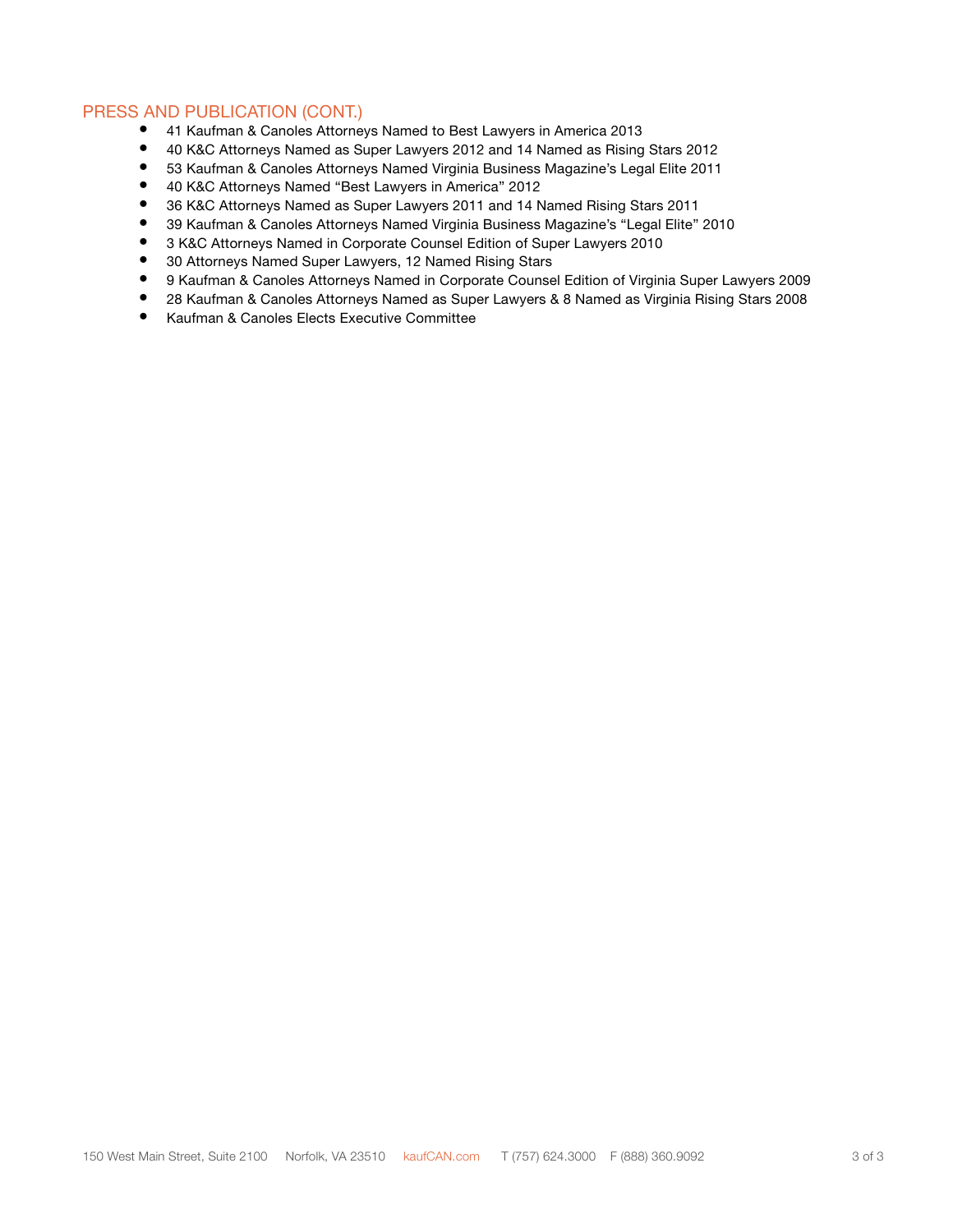## PRESS AND PUBLICATION (CONT.)

- 41 Kaufman & Canoles Attorneys Named to Best Lawyers in America 2013
- 40 K&C Attorneys Named as Super Lawyers 2012 and 14 Named as Rising Stars 2012
- 53 Kaufman & Canoles Attorneys Named Virginia Business Magazine's Legal Elite 2011
- 40 K&C Attorneys Named "Best Lawyers in America" 2012
- 36 K&C Attorneys Named as Super Lawyers 2011 and 14 Named Rising Stars 2011
- 39 Kaufman & Canoles Attorneys Named Virginia Business Magazine's "Legal Elite" 2010
- 3 K&C Attorneys Named in Corporate Counsel Edition of Super Lawyers 2010
- 30 Attorneys Named Super Lawyers, 12 Named Rising Stars
- 9 Kaufman & Canoles Attorneys Named in Corporate Counsel Edition of Virginia Super Lawyers 2009
- 28 Kaufman & Canoles Attorneys Named as Super Lawyers & 8 Named as Virginia Rising Stars 2008
- Kaufman & Canoles Elects Executive Committee